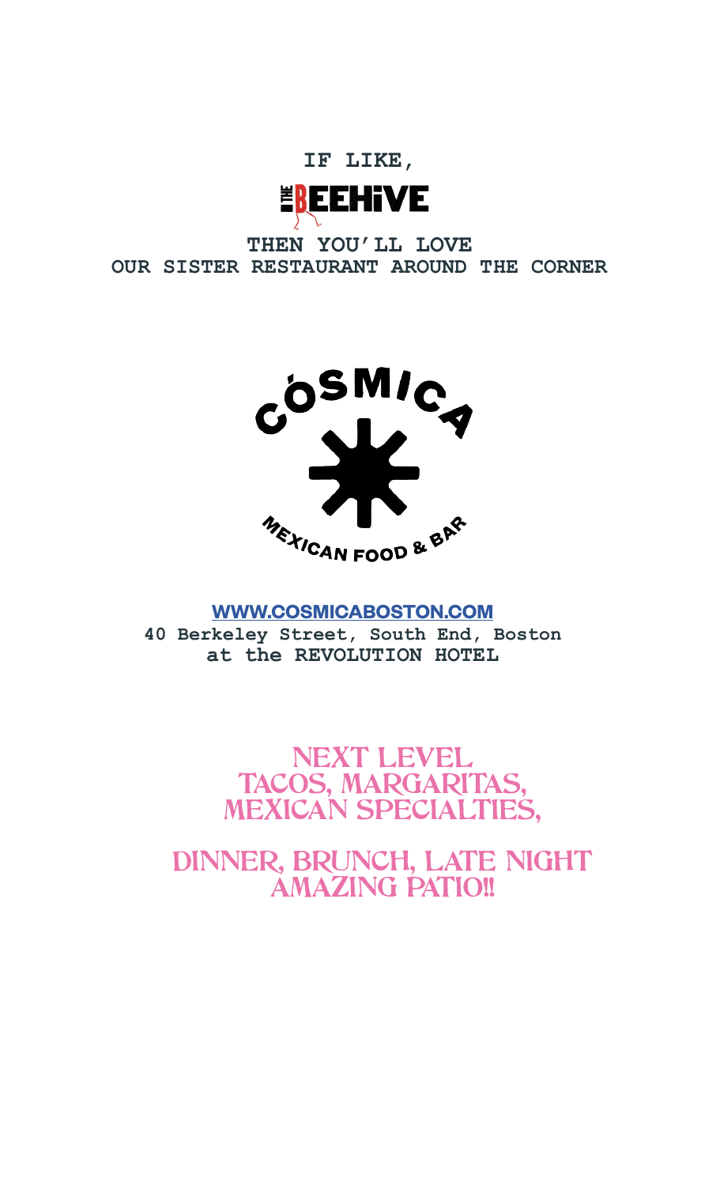**IF LIKE,**

# THE BEEHIVE

**THEN YOU'LL LOVE**
**OUR SISTER RESTAURANT AROUND THE CORNER**

# CÓSMICA

MEXICAN FOOD & BAR

[WWW.COSMICABOSTON.COM](http://www.cosmicaboston.com)

**40 Berkeley Street, South End, Boston**
**at the REVOLUTION HOTEL**

## NEXT LEVEL
## TACOS, MARGARITAS,
## MEXICAN SPECIALTIES,

## DINNER, BRUNCH, LATE NIGHT
## AMAZING PATIO!!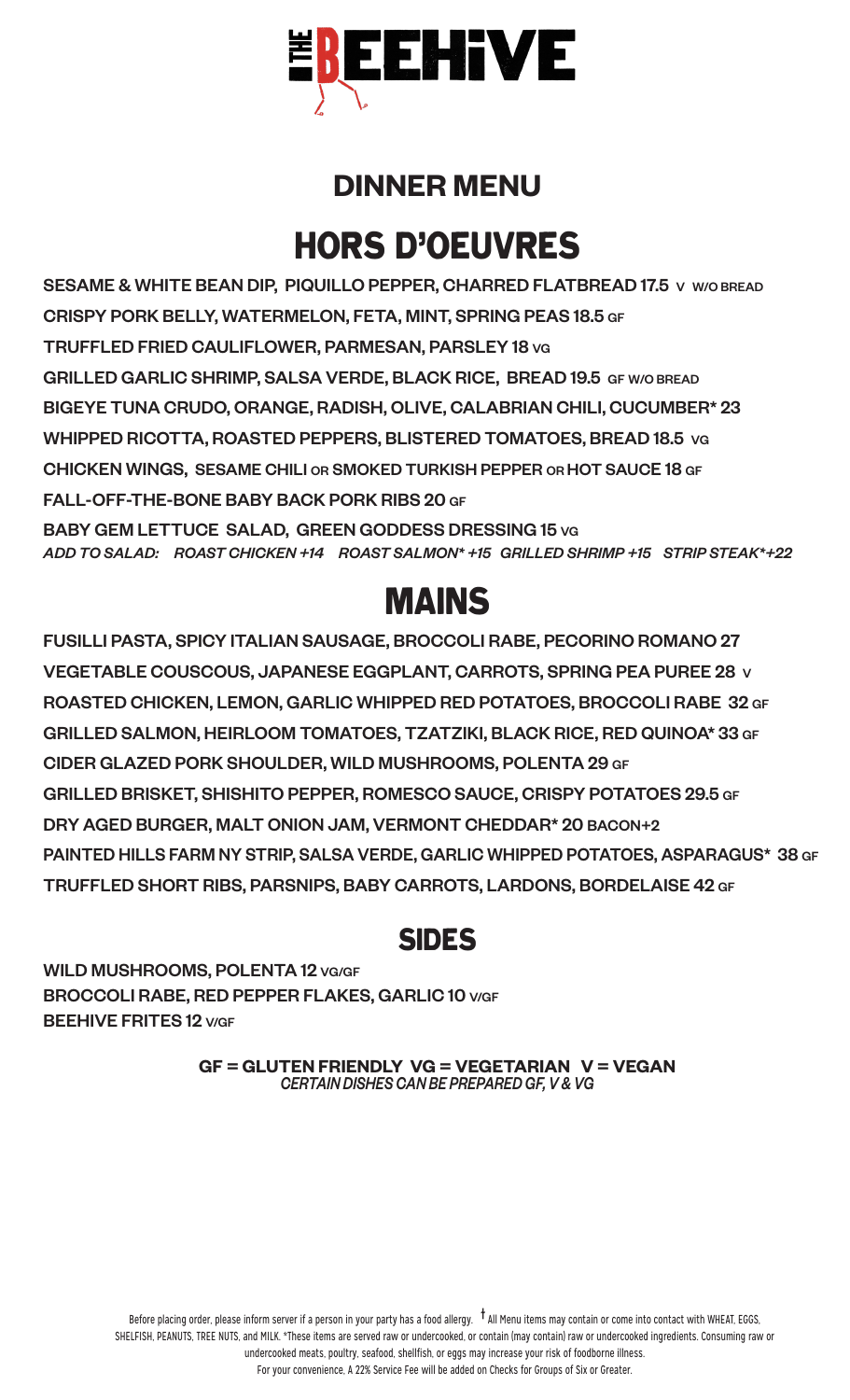# THE BEEHIVE

## DINNER MENU

## HORS D'OEUVRES

**SESAME & WHITE BEAN DIP, PIQUILLO PEPPER, CHARRED FLATBREAD 17.5** V W/O BREAD

**CRISPY PORK BELLY, WATERMELON, FETA, MINT, SPRING PEAS 18.5** GF

**TRUFFLED FRIED CAULIFLOWER, PARMESAN, PARSLEY 18** VG

**GRILLED GARLIC SHRIMP, SALSA VERDE, BLACK RICE, BREAD 19.5** GF W/O BREAD

**BIGEYE TUNA CRUDO, ORANGE, RADISH, OLIVE, CALABRIAN CHILI, CUCUMBER* 23**

**WHIPPED RICOTTA, ROASTED PEPPERS, BLISTERED TOMATOES, BREAD 18.5** VG

**CHICKEN WINGS, SESAME CHILI** OR **SMOKED TURKISH PEPPER** OR **HOT SAUCE 18** GF

**FALL-OFF-THE-BONE BABY BACK PORK RIBS 20** GF

**BABY GEM LETTUCE SALAD, GREEN GODDESS DRESSING 15** VG

***ADD TO SALAD: ROAST CHICKEN +14 ROAST SALMON* +15 GRILLED SHRIMP +15 STRIP STEAK*+22***

## MAINS

**FUSILLI PASTA, SPICY ITALIAN SAUSAGE, BROCCOLI RABE, PECORINO ROMANO 27**

**VEGETABLE COUSCOUS, JAPANESE EGGPLANT, CARROTS, SPRING PEA PUREE 28** V

**ROASTED CHICKEN, LEMON, GARLIC WHIPPED RED POTATOES, BROCCOLI RABE 32** GF

**GRILLED SALMON, HEIRLOOM TOMATOES, TZATZIKI, BLACK RICE, RED QUINOA* 33** GF

**CIDER GLAZED PORK SHOULDER, WILD MUSHROOMS, POLENTA 29** GF

**GRILLED BRISKET, SHISHITO PEPPER, ROMESCO SAUCE, CRISPY POTATOES 29.5** GF

**DRY AGED BURGER, MALT ONION JAM, VERMONT CHEDDAR* 20** BACON+2

**PAINTED HILLS FARM NY STRIP, SALSA VERDE, GARLIC WHIPPED POTATOES, ASPARAGUS* 38** GF

**TRUFFLED SHORT RIBS, PARSNIPS, BABY CARROTS, LARDONS, BORDELAISE 42** GF

## SIDES

**WILD MUSHROOMS, POLENTA 12** VG/GF

**BROCCOLI RABE, RED PEPPER FLAKES, GARLIC 10** V/GF

**BEEHIVE FRITES 12** V/GF

**GF = GLUTEN FRIENDLY VG = VEGETARIAN V = VEGAN**

*CERTAIN DISHES CAN BE PREPARED GF, V & VG*

Before placing order, please inform server if a person in your party has a food allergy. † All Menu items may contain or come into contact with WHEAT, EGGS, SHELFISH, PEANUTS, TREE NUTS, and MILK. *These items are served raw or undercooked, or contain (may contain) raw or undercooked ingredients. Consuming raw or undercooked meats, poultry, seafood, shellfish, or eggs may increase your risk of foodborne illness.

For your convenience, A 22% Service Fee will be added on Checks for Groups of Six or Greater.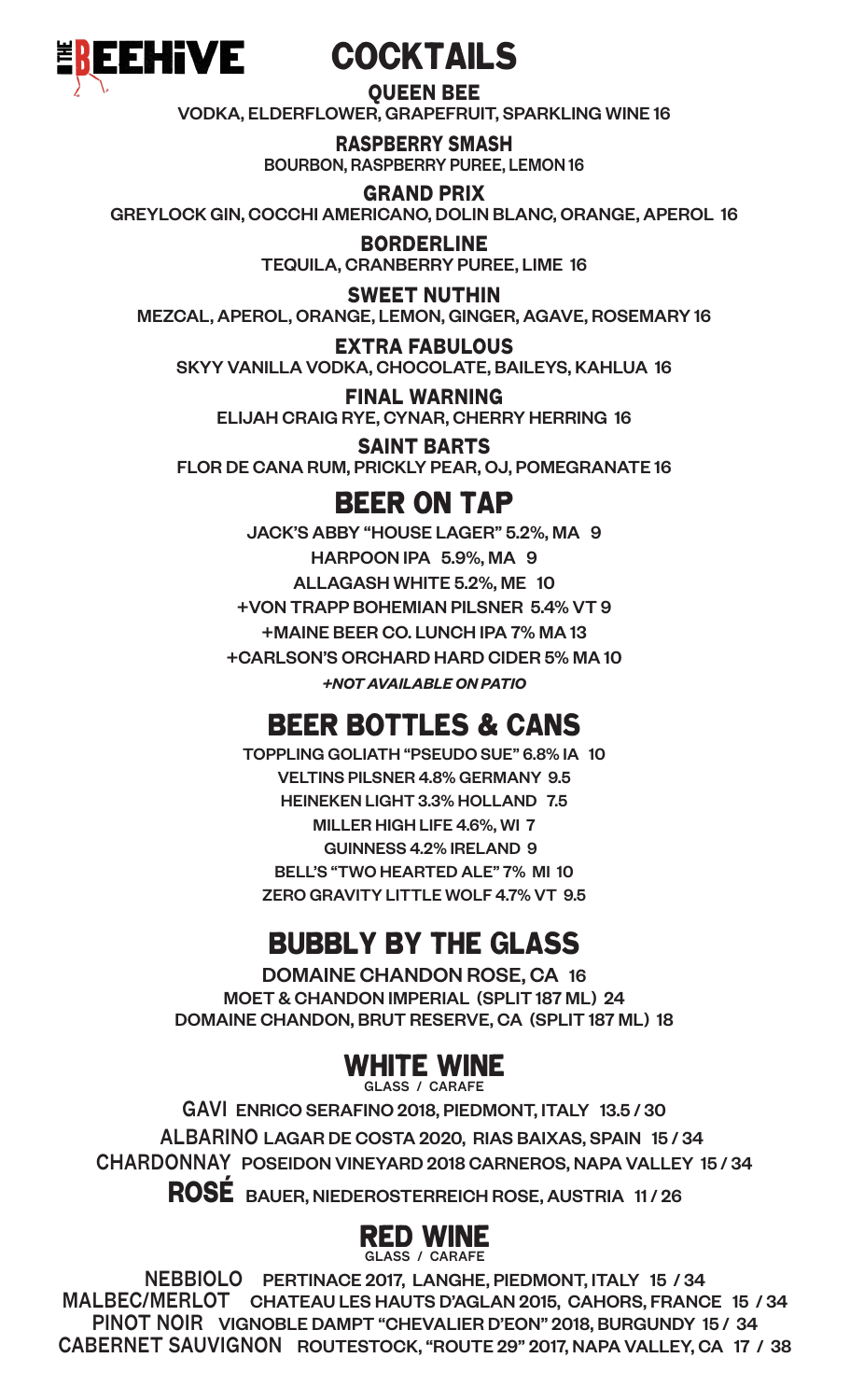THE BEEHIVE

# COCKTAILS

**QUEEN BEE**
VODKA, ELDERFLOWER, GRAPEFRUIT, SPARKLING WINE 16

**RASPBERRY SMASH**
BOURBON, RASPBERRY PUREE, LEMON 16

**GRAND PRIX**
GREYLOCK GIN, COCCHI AMERICANO, DOLIN BLANC, ORANGE, APEROL 16

**BORDERLINE**
TEQUILA, CRANBERRY PUREE, LIME 16

**SWEET NUTHIN**
MEZCAL, APEROL, ORANGE, LEMON, GINGER, AGAVE, ROSEMARY 16

**EXTRA FABULOUS**
SKYY VANILLA VODKA, CHOCOLATE, BAILEYS, KAHLUA 16

**FINAL WARNING**
ELIJAH CRAIG RYE, CYNAR, CHERRY HERRING 16

**SAINT BARTS**
FLOR DE CANA RUM, PRICKLY PEAR, OJ, POMEGRANATE 16

# BEER ON TAP

JACK'S ABBY "HOUSE LAGER" 5.2%, MA 9
HARPOON IPA 5.9%, MA 9
ALLAGASH WHITE 5.2%, ME 10
+VON TRAPP BOHEMIAN PILSNER 5.4% VT 9
+MAINE BEER CO. LUNCH IPA 7% MA 13
+CARLSON'S ORCHARD HARD CIDER 5% MA 10

*+NOT AVAILABLE ON PATIO*

# BEER BOTTLES & CANS

TOPPLING GOLIATH "PSEUDO SUE" 6.8% IA 10
VELTINS PILSNER 4.8% GERMANY 9.5
HEINEKEN LIGHT 3.3% HOLLAND 7.5
MILLER HIGH LIFE 4.6%, WI 7
GUINNESS 4.2% IRELAND 9
BELL'S "TWO HEARTED ALE" 7% MI 10
ZERO GRAVITY LITTLE WOLF 4.7% VT 9.5

# BUBBLY BY THE GLASS

DOMAINE CHANDON ROSE, CA 16
MOET & CHANDON IMPERIAL (SPLIT 187 ML) 24
DOMAINE CHANDON, BRUT RESERVE, CA (SPLIT 187 ML) 18

# WHITE WINE

GLASS / CARAFE

**GAVI** ENRICO SERAFINO 2018, PIEDMONT, ITALY 13.5 / 30
**ALBARINO** LAGAR DE COSTA 2020, RIAS BAIXAS, SPAIN 15 / 34
**CHARDONNAY** POSEIDON VINEYARD 2018 CARNEROS, NAPA VALLEY 15 / 34
**ROSÉ** BAUER, NIEDEROSTERREICH ROSE, AUSTRIA 11 / 26

# RED WINE

GLASS / CARAFE

**NEBBIOLO** PERTINACE 2017, LANGHE, PIEDMONT, ITALY 15 / 34
**MALBEC/MERLOT** CHATEAU LES HAUTS D'AGLAN 2015, CAHORS, FRANCE 15 / 34
**PINOT NOIR** VIGNOBLE DAMPT "CHEVALIER D'EON" 2018, BURGUNDY 15 / 34
**CABERNET SAUVIGNON** ROUTESTOCK, "ROUTE 29" 2017, NAPA VALLEY, CA 17 / 38